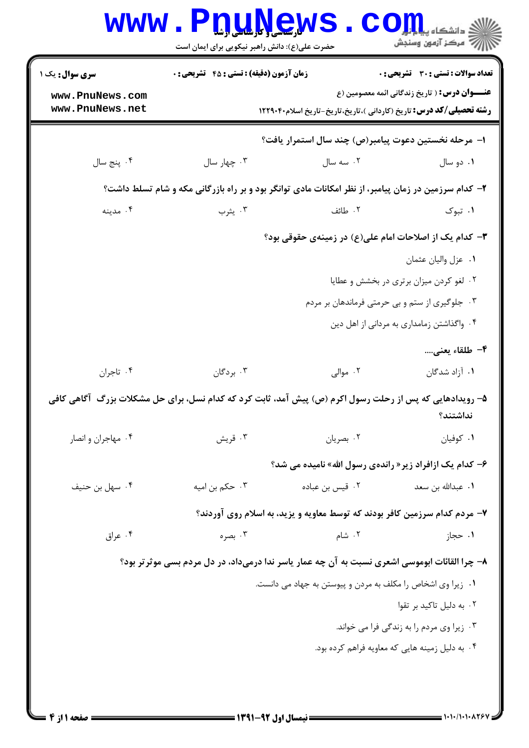**سری سوال:** یک ۱

**زمان آزمون (دقیقه) : تستی : ۴۵ تشریحی : ۰**

**تعداد سوالات : تستی : ۳۰ تشریحی : ۰**

**عنـــوان درس :** ( تاریخ زندگانی ائمه معصومین (ع

**رشته تحصیلی/کد درس :** تاریخ (کاردانی )،تاریخ،تاریخ-تاریخ اسلام۱۲۲۹۰۴۰

**۱- مرحله نخستین دعوت پیامبر(ص) چند سال استمرار یافت؟**

۱. دو سال ۲. سه سال ۳. چهار سال ۴. پنج سال

**۲- کدام سرزمین در زمان پیامبر، از نظر امکانات مادی توانگر بود و بر راه بازرگانی مکه و شام تسلط داشت؟**

۱. تبوک ۲. طائف ۳. یثرب ۴. مدینه

**۳- کدام یک از اصلاحات امام علی(ع) در زمینه‌ی حقوقی بود؟**

۱. عزل والیان عثمان

۲. لغو کردن میزان برتری در بخشش و عطایا

۳. جلوگیری از ستم و بی حرمتی فرماندهان بر مردم

۴. واگذاشتن زمامداری به مردانی از اهل دین

**۴- طلقاء یعنی....**

۱. آزاد شدگان ۲. موالی ۳. بردگان ۴. تاجران

**۵- رویدادهایی که پس از رحلت رسول اکرم (ص) پیش آمد، ثابت کرد که کدام نسل، برای حل مشکلات بزرگ آگاهی کافی نداشتند؟**

۱. کوفیان ۲. بصریان ۳. قریش ۴. مهاجران و انصار

**۶- کدام یک ازافراد زیر« رانده‌ی رسول الله» نامیده می شد؟**

۱. عبدالله بن سعد ۲. قیس بن عباده ۳. حکم بن امیه ۴. سهل بن حنیف

**۷- مردم کدام سرزمین کافر بودند که توسط معاویه و یزید، به اسلام روی آوردند؟**

۱. حجاز ۲. شام ۳. بصره ۴. عراق

**۸- چرا القائات ابوموسی اشعری نسبت به آن چه عمار یاسر ندا درمی‌داد، در دل مردم بسی موثرتر بود؟**

۱. زیرا وی اشخاص را مکلف به مردن و پیوستن به جهاد می دانست.

۲. به دلیل تاکید بر تقوا

۳. زیرا وی مردم را به زندگی فرا می خواند.

۴. به دلیل زمینه هایی که معاویه فراهم کرده بود.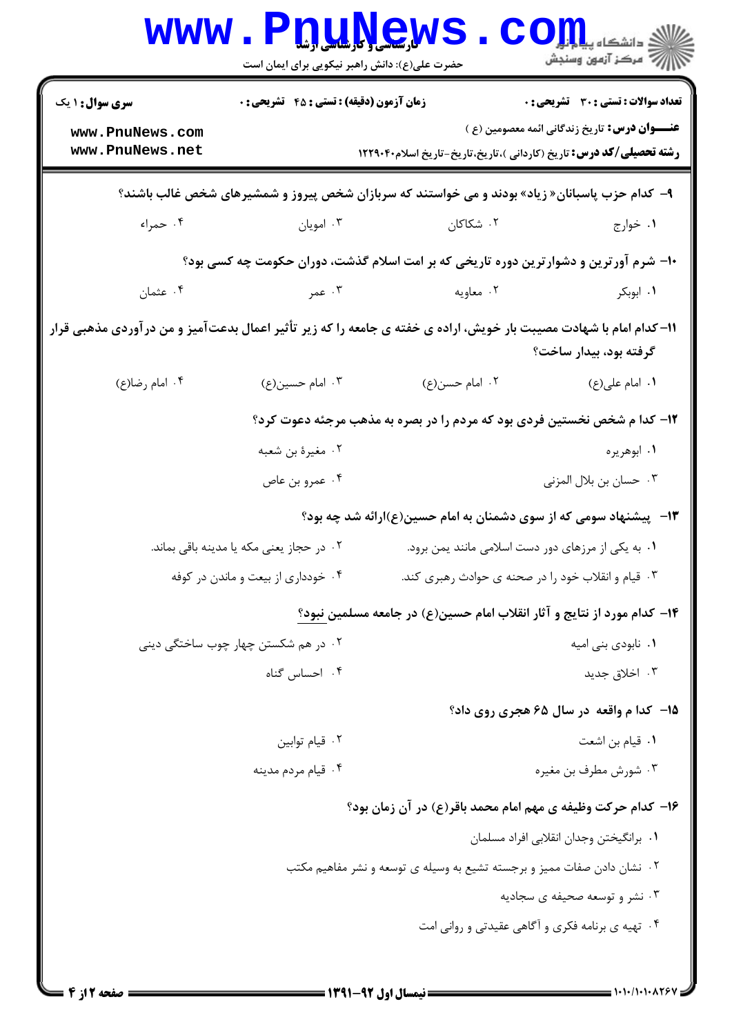**سری سوال:** ۱ یک | **زمان آزمون (دقیقه) : تستی :** ۴۵ **تشریحی :** ۰ | **تعداد سوالات : تستی :** ۳۰ **تشریحی :** ۰

**عنـــوان درس:** تاریخ زندگانی ائمه معصومین (ع )

**رشته تحصیلی/کد درس:** تاریخ (کاردانی )،تاریخ،تاریخ-تاریخ اسلام۱۲۲۹۰۴۰

۹- کدام حزب پاسبانان« زیاد» بودند و می خواستند که سربازان شخص پیروز و شمشیرهای شخص غالب باشند؟

۱. خوارج
۲. شکاکان
۳. امویان
۴. حمراء

۱۰- شرم آورترین و دشوارترین دوره تاریخی که بر امت اسلام گذشت، دوران حکومت چه کسی بود؟

۱. ابوبکر
۲. معاویه
۳. عمر
۴. عثمان

۱۱- کدام امام با شهادت مصیبت بار خویش، اراده ی خفته ی جامعه را که زیر تأثیر اعمال بدعت‌آمیز و من درآوردی مذهبی قرار گرفته بود، بیدار ساخت؟

۱. امام علی(ع)
۲. امام حسن(ع)
۳. امام حسین(ع)
۴. امام رضا(ع)

۱۲- کدا م شخص نخستین فردی بود که مردم را در بصره به مذهب مرجئه دعوت کرد؟

۱. ابوهریره
۲. مغیرة بن شعبه
۳. حسان بن بلال المزنی
۴. عمرو بن عاص

۱۳- پیشنهاد سومی که از سوی دشمنان به امام حسین(ع)ارائه شد چه بود؟

۱. به یکی از مرزهای دور دست اسلامی مانند یمن برود.
۲. در حجاز یعنی مکه یا مدینه باقی بماند.
۳. قیام و انقلاب خود را در صحنه ی حوادث رهبری کند.
۴. خودداری از بیعت و ماندن در کوفه

۱۴- کدام مورد از نتایج و آثار انقلاب امام حسین(ع) در جامعه مسلمین <u>نبود</u>؟

۱. نابودی بنی امیه
۲. در هم شکستن چهار چوب ساختگی دینی
۳. اخلاق جدید
۴. احساس گناه

۱۵- کدا م واقعه در سال ۶۵ هجری روی داد؟

۱. قیام بن اشعث
۲. قیام توابین
۳. شورش مطرف بن مغیره
۴. قیام مردم مدینه

۱۶- کدام حرکت وظیفه ی مهم امام محمد باقر(ع) در آن زمان بود؟

۱. برانگیختن وجدان انقلابی افراد مسلمان
۲. نشان دادن صفات ممیز و برجسته تشیع به وسیله ی توسعه و نشر مفاهیم مکتب
۳. نشر و توسعه صحیفه ی سجادیه
۴. تهیه ی برنامه فکری و آگاهی عقیدتی و روانی امت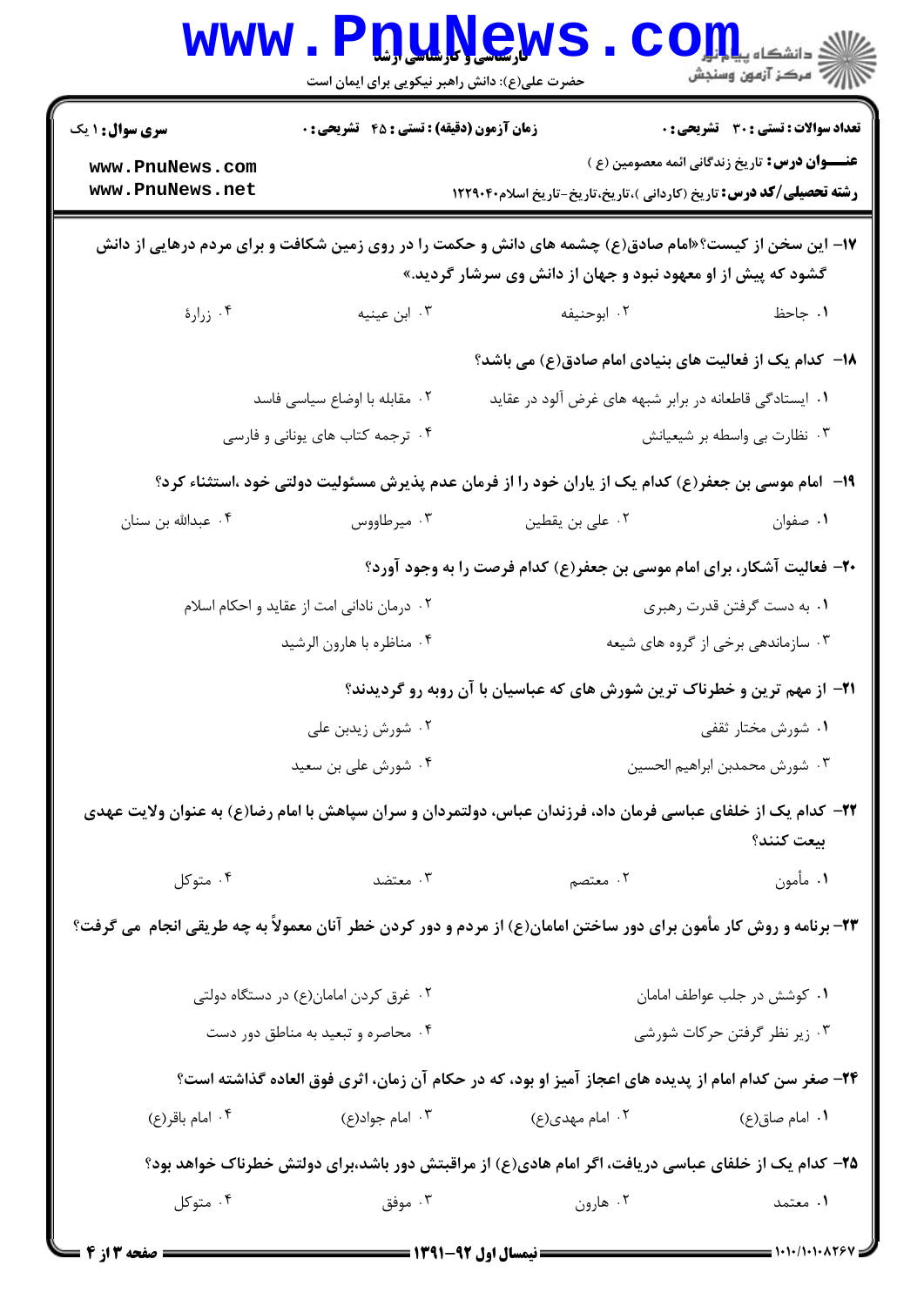**سری سوال:** ۱ یک | **زمان آزمون (دقیقه):** تستی : ۴۵ تشریحی : ۰ | **تعداد سوالات:** تستی : ۳۰ تشریحی : ۰

**عنـــوان درس:** تاریخ زندگانی ائمه معصومین (ع )

**رشته تحصیلی/کد درس:** تاریخ (کاردانی )،تاریخ،تاریخ-تاریخ اسلام۱۲۲۹۰۴۰

۱۷- این سخن از کیست؟«امام صادق(ع) چشمه های دانش و حکمت را در روی زمین شکافت و برای مردم درهایی از دانش گشود که پیش از او معهود نبود و جهان از دانش وی سرشار گردید.»

۱. جاحظ
۲. ابوحنیفه
۳. ابن عیینه
۴. زرارة

۱۸- کدام یک از فعالیت های بنیادی امام صادق(ع) می باشد؟

۱. ایستادگی قاطعانه در برابر شبهه های غرض آلود در عقاید
۲. مقابله با اوضاع سیاسی فاسد
۳. نظارت بی واسطه بر شیعیانش
۴. ترجمه کتاب های یونانی و فارسی

۱۹- امام موسی بن جعفر(ع) کدام یک از یاران خود را از فرمان عدم پذیرش مسئولیت دولتی خود ،استثناء کرد؟

۱. صفوان
۲. علی بن یقطین
۳. میرطاووس
۴. عبدالله بن سنان

۲۰- فعالیت آشکار، برای امام موسی بن جعفر(ع) کدام فرصت را به وجود آورد؟

۱. به دست گرفتن قدرت رهبری
۲. درمان نادانی امت از عقاید و احکام اسلام
۳. سازماندهی برخی از گروه های شیعه
۴. مناظره با هارون الرشید

۲۱- از مهم ترین و خطرناک ترین شورش های که عباسیان با آن روبه رو گردیدند؟

۱. شورش مختار ثقفی
۲. شورش زیدبن علی
۳. شورش محمدبن ابراهیم الحسین
۴. شورش علی بن سعید

۲۲- کدام یک از خلفای عباسی فرمان داد، فرزندان عباس، دولتمردان و سران سپاهش با امام رضا(ع) به عنوان ولایت عهدی بیعت کنند؟

۱. مأمون
۲. معتصم
۳. معتضد
۴. متوکل

۲۳- برنامه و روش کار مأمون برای دور ساختن امامان(ع) از مردم و دور کردن خطر آنان معمولاً به چه طریقی انجام می گرفت؟

۱. کوشش در جلب عواطف امامان
۲. غرق کردن امامان(ع) در دستگاه دولتی
۳. زیر نظر گرفتن حرکات شورشی
۴. محاصره و تبعید به مناطق دور دست

۲۴- صغر سن کدام امام از پدیده های اعجاز آمیز او بود، که در حکام آن زمان، اثری فوق العاده گذاشته است؟

۱. امام صاق(ع)
۲. امام مهدی(ع)
۳. امام جواد(ع)
۴. امام باقر(ع)

۲۵- کدام یک از خلفای عباسی دریافت، اگر امام هادی(ع) از مراقبتش دور باشد،برای دولتش خطرناک خواهد بود؟

۱. معتمد
۲. هارون
۳. موفق
۴. متوکل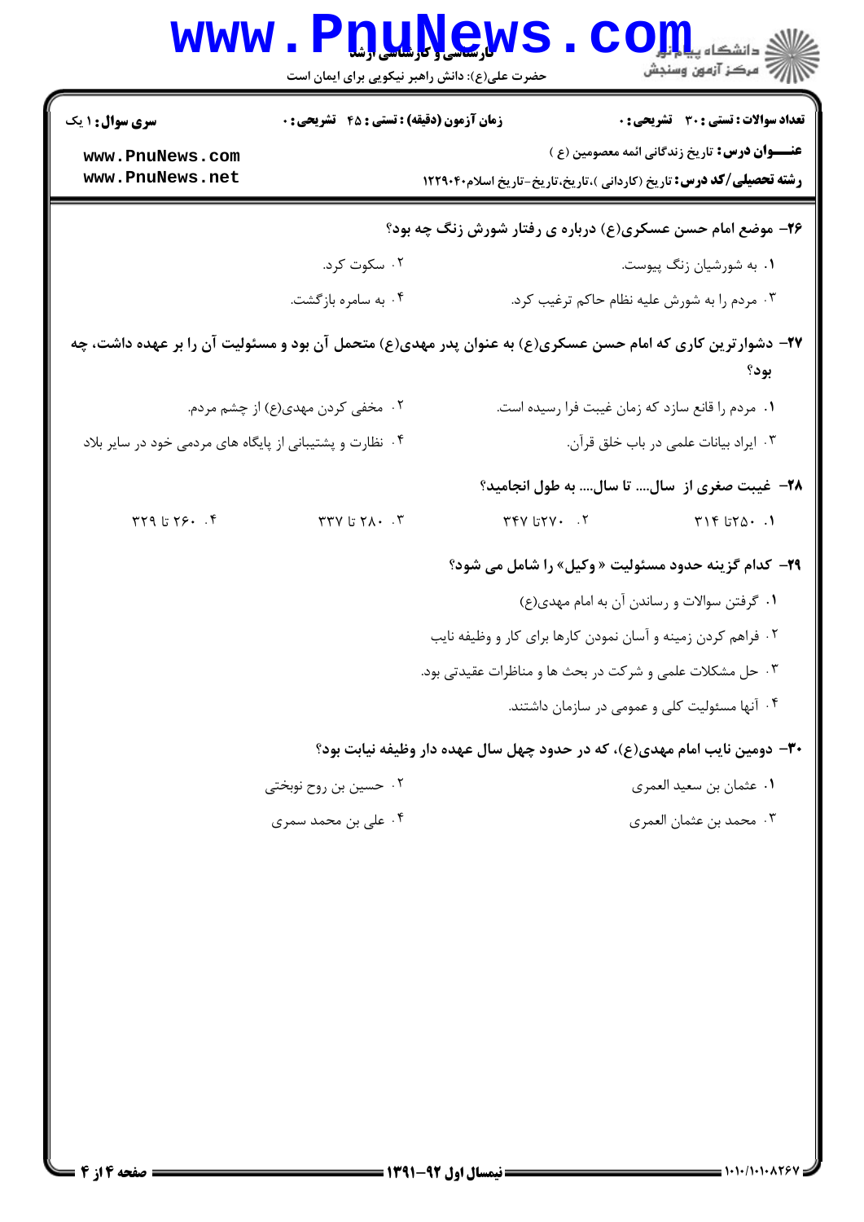۲۶- موضع امام حسن عسکری(ع) درباره ی رفتار شورش زنگ چه بود؟

۱. به شورشیان زنگ پیوست.

۲. سکوت کرد.

۳. مردم را به شورش علیه نظام حاکم ترغیب کرد.

۴. به سامره بازگشت.

۲۷- دشوارترین کاری که امام حسن عسکری(ع) به عنوان پدر مهدی(ع) متحمل آن بود و مسئولیت آن را بر عهده داشت، چه بود؟

۱. مردم را قانع سازد که زمان غیبت فرا رسیده است.

۲. مخفی کردن مهدی(ع) از چشم مردم.

۳. ایراد بیانات علمی در باب خلق قرآن.

۴. نظارت و پشتیبانی از پایگاه های مردمی خود در سایر بلاد

۲۸- غیبت صغری از سال.... تا سال.... به طول انجامید؟

۱. ۲۵۰تا ۳۱۴

۲. ۲۷۰تا ۳۴۷

۳. ۲۸۰ تا ۳۳۷

۴. ۲۶۰ تا ۳۲۹

۲۹- کدام گزینه حدود مسئولیت « وکیل» را شامل می شود؟

۱. گرفتن سوالات و رساندن آن به امام مهدی(ع)

۲. فراهم کردن زمینه و آسان نمودن کارها برای کار و وظیفه نایب

۳. حل مشکلات علمی و شرکت در بحث ها و مناظرات عقیدتی بود.

۴. آنها مسئولیت کلی و عمومی در سازمان داشتند.

۳۰- دومین نایب امام مهدی(ع)، که در حدود چهل سال عهده دار وظیفه نیابت بود؟

۱. عثمان بن سعید العمری

۲. حسین بن روح نوبختی

۳. محمد بن عثمان العمری

۴. علی بن محمد سمری